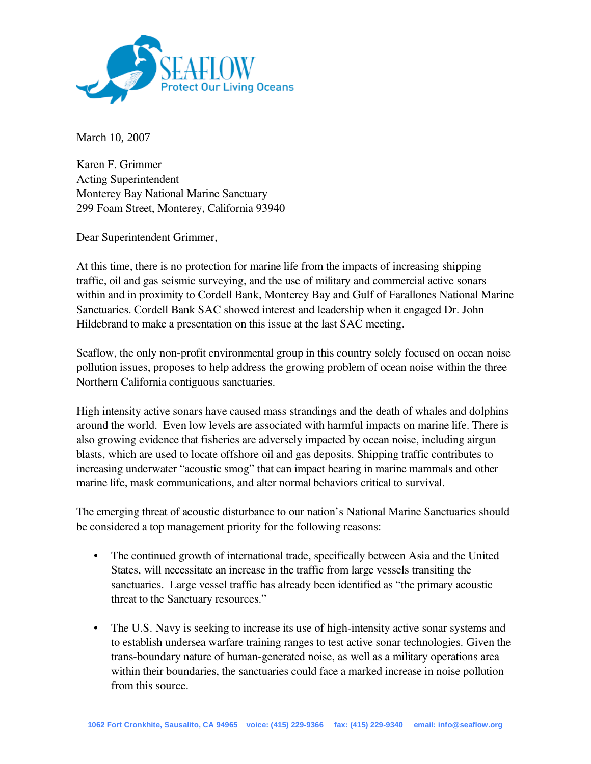SEAFLOW
Protect Our Living Oceans

March 10, 2007

Karen F. Grimmer
Acting Superintendent
Monterey Bay National Marine Sanctuary
299 Foam Street, Monterey, California 93940

Dear Superintendent Grimmer,

At this time, there is no protection for marine life from the impacts of increasing shipping traffic, oil and gas seismic surveying, and the use of military and commercial active sonars within and in proximity to Cordell Bank, Monterey Bay and Gulf of Farallones National Marine Sanctuaries. Cordell Bank SAC showed interest and leadership when it engaged Dr. John Hildebrand to make a presentation on this issue at the last SAC meeting.

Seaflow, the only non-profit environmental group in this country solely focused on ocean noise pollution issues, proposes to help address the growing problem of ocean noise within the three Northern California contiguous sanctuaries.

High intensity active sonars have caused mass strandings and the death of whales and dolphins around the world. Even low levels are associated with harmful impacts on marine life. There is also growing evidence that fisheries are adversely impacted by ocean noise, including airgun blasts, which are used to locate offshore oil and gas deposits. Shipping traffic contributes to increasing underwater "acoustic smog" that can impact hearing in marine mammals and other marine life, mask communications, and alter normal behaviors critical to survival.

The emerging threat of acoustic disturbance to our nation's National Marine Sanctuaries should be considered a top management priority for the following reasons:

- The continued growth of international trade, specifically between Asia and the United States, will necessitate an increase in the traffic from large vessels transiting the sanctuaries. Large vessel traffic has already been identified as "the primary acoustic threat to the Sanctuary resources."

- The U.S. Navy is seeking to increase its use of high-intensity active sonar systems and to establish undersea warfare training ranges to test active sonar technologies. Given the trans-boundary nature of human-generated noise, as well as a military operations area within their boundaries, the sanctuaries could face a marked increase in noise pollution from this source.

1062 Fort Cronkhite, Sausalito, CA 94965 voice: (415) 229-9366 fax: (415) 229-9340 email: info@seaflow.org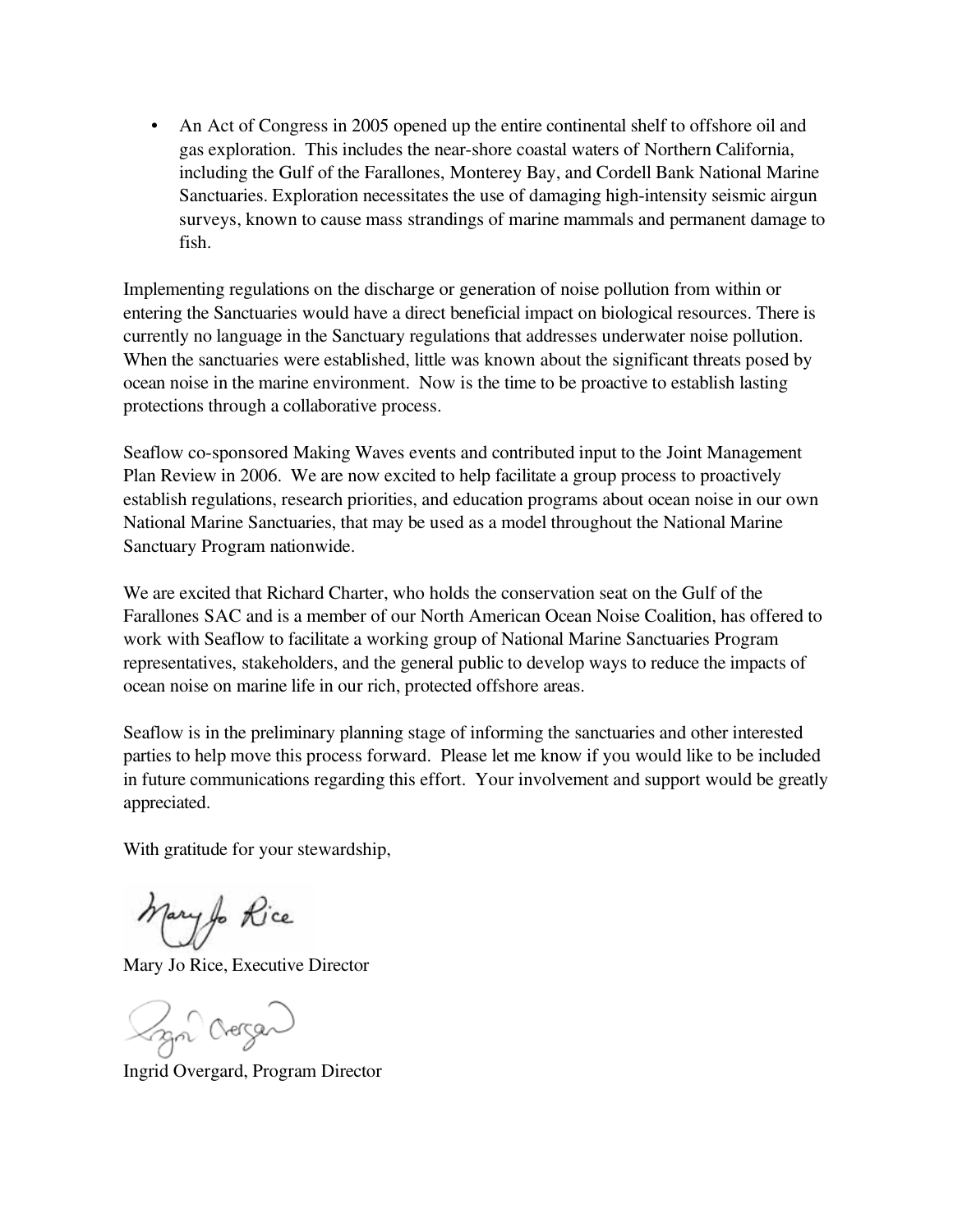- An Act of Congress in 2005 opened up the entire continental shelf to offshore oil and gas exploration. This includes the near-shore coastal waters of Northern California, including the Gulf of the Farallones, Monterey Bay, and Cordell Bank National Marine Sanctuaries. Exploration necessitates the use of damaging high-intensity seismic airgun surveys, known to cause mass strandings of marine mammals and permanent damage to fish.

Implementing regulations on the discharge or generation of noise pollution from within or entering the Sanctuaries would have a direct beneficial impact on biological resources. There is currently no language in the Sanctuary regulations that addresses underwater noise pollution. When the sanctuaries were established, little was known about the significant threats posed by ocean noise in the marine environment. Now is the time to be proactive to establish lasting protections through a collaborative process.

Seaflow co-sponsored Making Waves events and contributed input to the Joint Management Plan Review in 2006. We are now excited to help facilitate a group process to proactively establish regulations, research priorities, and education programs about ocean noise in our own National Marine Sanctuaries, that may be used as a model throughout the National Marine Sanctuary Program nationwide.

We are excited that Richard Charter, who holds the conservation seat on the Gulf of the Farallones SAC and is a member of our North American Ocean Noise Coalition, has offered to work with Seaflow to facilitate a working group of National Marine Sanctuaries Program representatives, stakeholders, and the general public to develop ways to reduce the impacts of ocean noise on marine life in our rich, protected offshore areas.

Seaflow is in the preliminary planning stage of informing the sanctuaries and other interested parties to help move this process forward. Please let me know if you would like to be included in future communications regarding this effort. Your involvement and support would be greatly appreciated.

With gratitude for your stewardship,

Mary Jo Rice

Mary Jo Rice, Executive Director

Ingrid Overgard

Ingrid Overgard, Program Director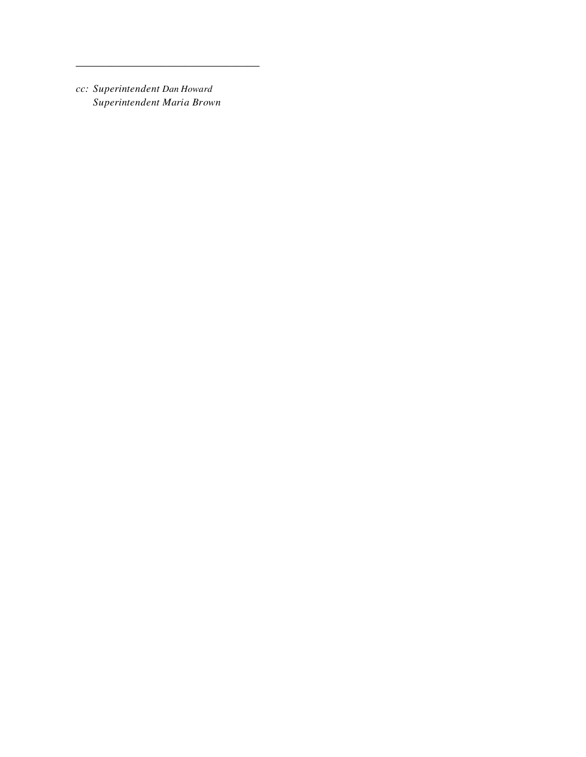\_\_\_\_\_\_\_\_\_\_\_\_\_\_\_\_\_\_\_\_\_\_\_\_\_\_\_\_\_\_\_\_\_\_\_\_

*cc: Superintendent Dan Howard*
*Superintendent Maria Brown*